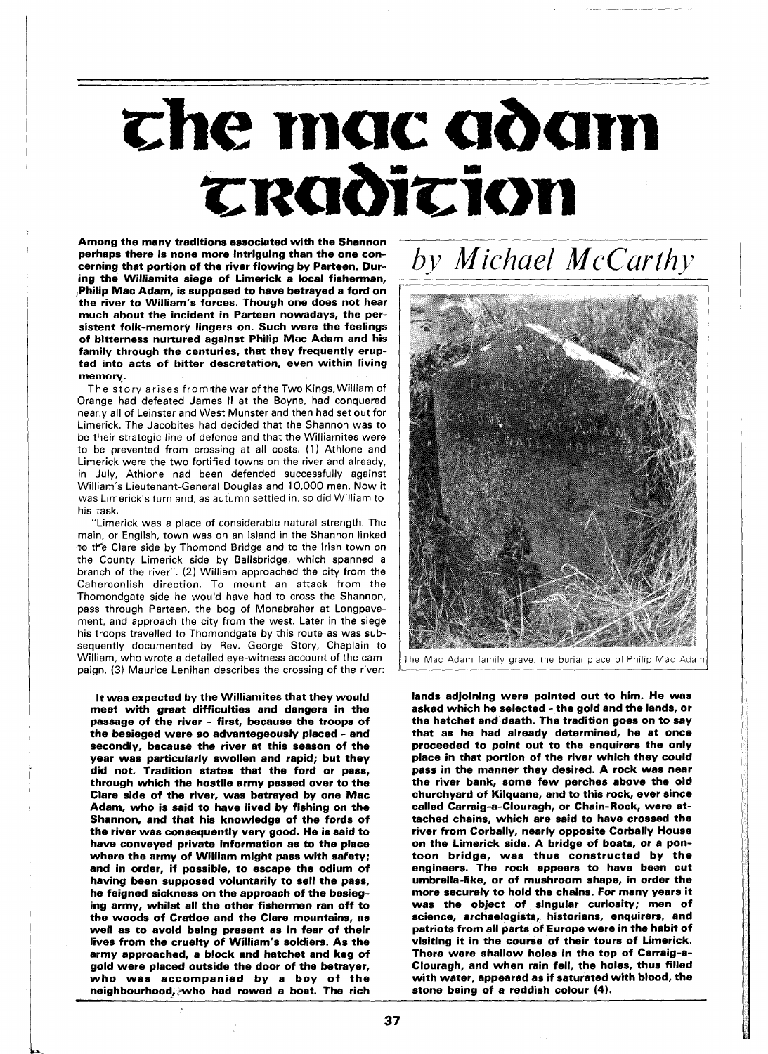# the mac adam tradition

*by Michael McCarthy*

**Among the many traditions associated with the Shannon perhaps there is none more intriguing than the one concerning that portion of the river flowing by Parteen. During the Williamite siege of Limerick a local fisherman, Philip Mac Adam, is supposed to have betrayed a ford on the river to William's forces. Though one does not hear much about the incident in Parteen nowadays, the persistent folk-memory lingers on. Such were the feelings of bitterness nurtured against Philip Mac Adam and his family through the centuries, that they frequently erupted into acts of bitter descretation, even within living memory.**

The story arises from the war of the Two Kings, William of Orange had defeated James II at the Boyne, had conquered nearly all of Leinster and West Munster and then had set out for Limerick. The Jacobites had decided that the Shannon was to be their strategic line of defence and that the Williamites were to be prevented from crossing at all costs. (1) Athlone and Limerick were the two fortified towns on the river and already, in July, Athlone had been defended successfully against William's Lieutenant-General Douglas and 10,000 men. Now it was Limerick's turn and, as autumn settled in, so did William to his task.

"Limerick was a place of considerable natural strength. The main, or English, town was on an island in the Shannon linked to the Clare side by Thomond Bridge and to the Irish town on the County Limerick side by Ballsbridge, which spanned a branch of the river". (2) William approached the city from the Caherconlish direction. To mount an attack from the Thomondgate side he would have had to cross the Shannon, pass through Parteen, the bog of Monabraher at Longpavement, and approach the city from the west. Later in the siege his troops travelled to Thomondgate by this route as was subsequently documented by Rev. George Story, Chaplain to William, who wrote a detailed eye-witness account of the campaign. (3) Maurice Lenihan describes the crossing of the river:

> **It was expected by the Williamites that they would meet with great difficulties and dangers in the passage of the river - first, because the troops of the besieged were so advantageously placed - and secondly, because the river at this season of the year was particularly swollen and rapid; but they did not. Tradition states that the ford or pass, through which the hostile army passed over to the Clare side of the river, was betrayed by one Mac Adam, who is said to have lived by fishing on the Shannon, and that his knowledge of the fords of the river was consequently very good. He is said to have conveyed private information as to the place where the army of William might pass with safety; and in order, if possible, to escape the odium of having been supposed voluntarily to sell the pass, he feigned sickness on the approach of the besieging army, whilst all the other fishermen ran off to the woods of Cratloe and the Clare mountains, as well as to avoid being present as in fear of their lives from the cruelty of William's soldiers. As the army approached, a block and hatchet and keg of gold were placed outside the door of the betrayer, who was accompanied by a boy of the neighbourhood, who had rowed a boat. The rich lands adjoining were pointed out to him. He was asked which he selected - the gold and the lands, or the hatchet and death. The tradition goes on to say that as he had already determined, he at once proceeded to point out to the enquirers the only place in that portion of the river which they could pass in the manner they desired. A rock was near the river bank, some few perches above the old churchyard of Kilquane, and to this rock, ever since called Carraig-a-Clouragh, or Chain-Rock, were attached chains, which are said to have crossed the river from Corbally, nearly opposite Corbally House on the Limerick side. A bridge of boats, or a pontoon bridge, was thus constructed by the engineers. The rock appears to have been cut umbrella-like, or of mushroom shape, in order the more securely to hold the chains. For many years it was the object of singular curiosity; men of science, archaelogists, historians, enquirers, and patriots from all parts of Europe were in the habit of visiting it in the course of their tours of Limerick. There were shallow holes in the top of Carraig-a-Clouragh, and when rain fell, the holes, thus filled with water, appeared as if saturated with blood, the stone being of a reddish colour (4).**

The Mac Adam family grave, the burial place of Philip Mac Adam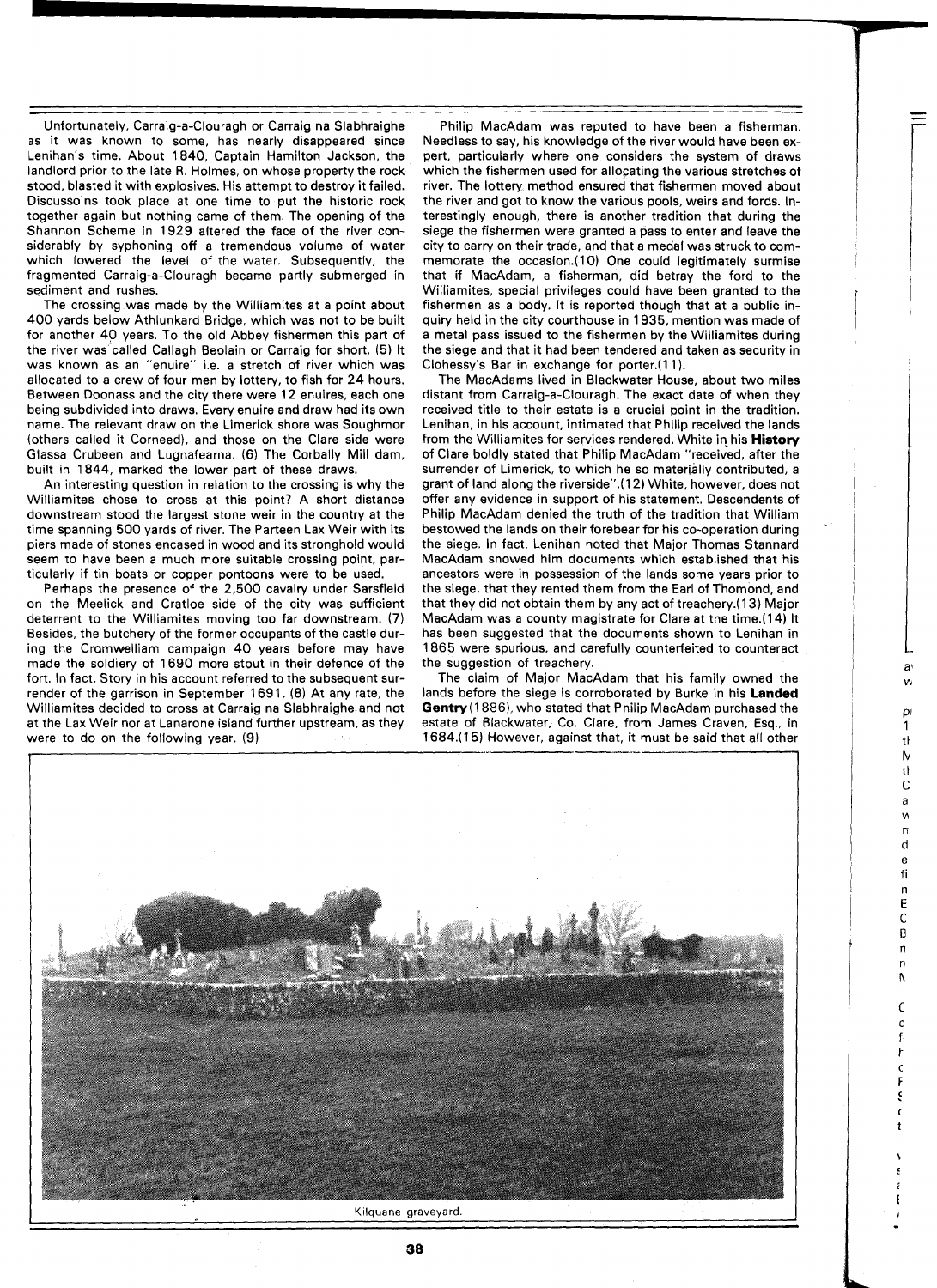Unfortunately, Carraig-a-Clouragh or Carraig na Slabhraighe as it was known to some, has nearly disappeared since Lenihan's time. About 1840, Captain Hamilton Jackson, the landlord prior to the late R. Holmes, on whose property the rock stood, blasted it with explosives. His attempt to destroy it failed. Discussoins took place at one time to put the historic rock together again but nothing came of them. The opening of the Shannon Scheme in 1929 altered the face of the river considerably by syphoning off a tremendous volume of water which lowered the level of the water. Subsequently, the fragmented Carraig-a-Clouragh became partly submerged in sediment and rushes.

The crossing was made by the Williamites at a point about 400 yards below Athlunkard Bridge, which was not to be built for another 40 years. To the old Abbey fishermen this part of the river was called Callagh Beolain or Carraig for short. (5) It was known as an "enuire" i.e. a stretch of river which was allocated to a crew of four men by lottery, to fish for 24 hours. Between Doonass and the city there were 12 enuires, each one being subdivided into draws. Every enuire and draw had its own name. The relevant draw on the Limerick shore was Soughmor (others called it Corneed), and those on the Clare side were Glassa Crubeen and Lugnafearna. (6) The Corbally Mill dam, built in 1844, marked the lower part of these draws.

An interesting question in relation to the crossing is why the Williamites chose to cross at this point? A short distance downstream stood the largest stone weir in the country at the time spanning 500 yards of river. The Parteen Lax Weir with its piers made of stones encased in wood and its stronghold would seem to have been a much more suitable crossing point, particularly if tin boats or copper pontoons were to be used.

Perhaps the presence of the 2,500 cavalry under Sarsfield on the Meelick and Cratloe side of the city was sufficient deterrent to the Williamites moving too far downstream. (7) Besides, the butchery of the former occupants of the castle during the Cromwelliam campaign 40 years before may have made the soldiery of 1690 more stout in their defence of the fort. In fact, Story in his account referred to the subsequent surrender of the garrison in September 1691. (8) At any rate, the Williamites decided to cross at Carraig na Slabhraighe and not at the Lax Weir nor at Lanarone island further upstream, as they were to do on the following year. (9)

Philip MacAdam was reputed to have been a fisherman. Needless to say, his knowledge of the river would have been expert, particularly where one considers the system of draws which the fishermen used for allocating the various stretches of river. The lottery method ensured that fishermen moved about the river and got to know the various pools, weirs and fords. Interestingly enough, there is another tradition that during the siege the fishermen were granted a pass to enter and leave the city to carry on their trade, and that a medal was struck to commemorate the occasion.(10) One could legitimately surmise that if MacAdam, a fisherman, did betray the ford to the Williamites, special privileges could have been granted to the fishermen as a body. It is reported though that at a public inquiry held in the city courthouse in 1935, mention was made of a metal pass issued to the fishermen by the Williamites during the siege and that it had been tendered and taken as security in Clohessy's Bar in exchange for porter.(11).

The MacAdams lived in Blackwater House, about two miles distant from Carraig-a-Clouragh. The exact date of when they received title to their estate is a crucial point in the tradition. Lenihan, in his account, intimated that Philip received the lands from the Williamites for services rendered. White in his **History** of Clare boldly stated that Philip MacAdam "received, after the surrender of Limerick, to which he so materially contributed, a grant of land along the riverside".(12) White, however, does not offer any evidence in support of his statement. Descendents of Philip MacAdam denied the truth of the tradition that William bestowed the lands on their forebear for his co-operation during the siege. In fact, Lenihan noted that Major Thomas Stannard MacAdam showed him documents which established that his ancestors were in possession of the lands some years prior to the siege, that they rented them from the Earl of Thomond, and that they did not obtain them by any act of treachery.(13) Major MacAdam was a county magistrate for Clare at the time.(14) It has been suggested that the documents shown to Lenihan in 1865 were spurious, and carefully counterfeited to counteract the suggestion of treachery.

The claim of Major MacAdam that his family owned the lands before the siege is corroborated by Burke in his **Landed Gentry** (1886), who stated that Philip MacAdam purchased the estate of Blackwater, Co. Clare, from James Craven, Esq., in 1684.(15) However, against that, it must be said that all other

Kilquane graveyard.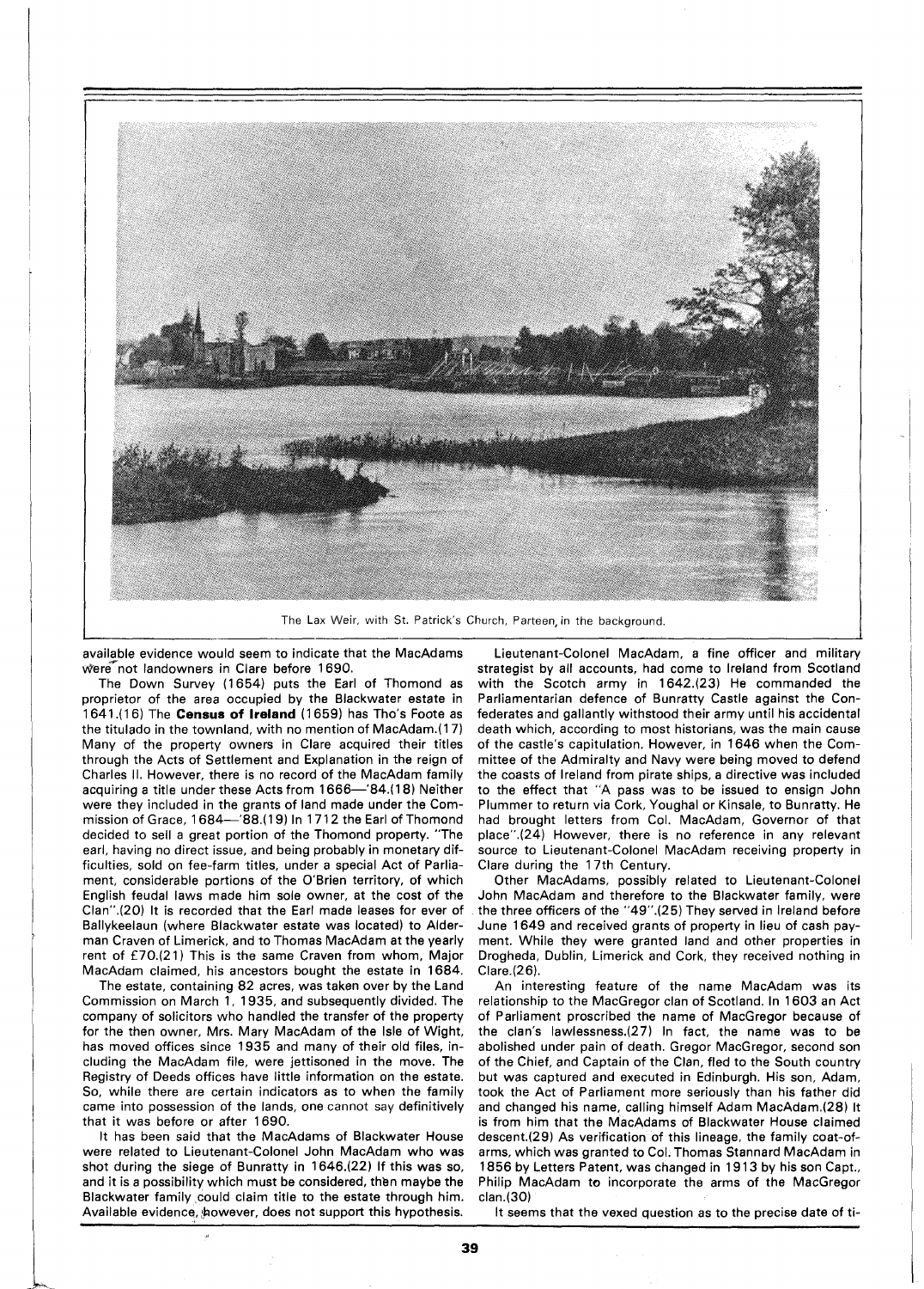The Lax Weir, with St. Patrick's Church, Parteen, in the background.

available evidence would seem to indicate that the MacAdams were not landowners in Clare before 1690.

The Down Survey (1654) puts the Earl of Thomond as proprietor of the area occupied by the Blackwater estate in 1641.(16) The **Census of Ireland** (1659) has Tho's Foote as the titulado in the townland, with no mention of MacAdam.(17) Many of the property owners in Clare acquired their titles through the Acts of Settlement and Explanation in the reign of Charles II. However, there is no record of the MacAdam family acquiring a title under these Acts from 1666—'84.(18) Neither were they included in the grants of land made under the Commission of Grace, 1684—'88.(19) In 1712 the Earl of Thomond decided to sell a great portion of the Thomond property. "The earl, having no direct issue, and being probably in monetary difficulties, sold on fee-farm titles, under a special Act of Parliament, considerable portions of the O'Brien territory, of which English feudal laws made him sole owner, at the cost of the Clan".(20) It is recorded that the Earl made leases for ever of Ballykeelaun (where Blackwater estate was located) to Alderman Craven of Limerick, and to Thomas MacAdam at the yearly rent of £70.(21) This is the same Craven from whom, Major MacAdam claimed, his ancestors bought the estate in 1684.

The estate, containing 82 acres, was taken over by the Land Commission on March 1, 1935, and subsequently divided. The company of solicitors who handled the transfer of the property for the then owner, Mrs. Mary MacAdam of the Isle of Wight, has moved offices since 1935 and many of their old files, including the MacAdam file, were jettisoned in the move. The Registry of Deeds offices have little information on the estate. So, while there are certain indicators as to when the family came into possession of the lands, one cannot say definitively that it was before or after 1690.

It has been said that the MacAdams of Blackwater House were related to Lieutenant-Colonel John MacAdam who was shot during the siege of Bunratty in 1646.(22) If this was so, and it is a possibility which must be considered, then maybe the Blackwater family could claim title to the estate through him. Available evidence, however, does not support this hypothesis.

Lieutenant-Colonel MacAdam, a fine officer and military strategist by all accounts, had come to Ireland from Scotland with the Scotch army in 1642.(23) He commanded the Parliamentarian defence of Bunratty Castle against the Confederates and gallantly withstood their army until his accidental death which, according to most historians, was the main cause of the castle's capitulation. However, in 1646 when the Committee of the Admiralty and Navy were being moved to defend the coasts of Ireland from pirate ships, a directive was included to the effect that "A pass was to be issued to ensign John Plummer to return via Cork, Youghal or Kinsale, to Bunratty. He had brought letters from Col. MacAdam, Governor of that place".(24) However, there is no reference in any relevant source to Lieutenant-Colonel MacAdam receiving property in Clare during the 17th Century.

Other MacAdams, possibly related to Lieutenant-Colonel John MacAdam and therefore to the Blackwater family, were the three officers of the "49".(25) They served in Ireland before June 1649 and received grants of property in lieu of cash payment. While they were granted land and other properties in Drogheda, Dublin, Limerick and Cork, they received nothing in Clare.(26).

An interesting feature of the name MacAdam was its relationship to the MacGregor clan of Scotland. In 1603 an Act of Parliament proscribed the name of MacGregor because of the clan's lawlessness.(27) In fact, the name was to be abolished under pain of death. Gregor MacGregor, second son of the Chief, and Captain of the Clan, fled to the South country but was captured and executed in Edinburgh. His son, Adam, took the Act of Parliament more seriously than his father did and changed his name, calling himself Adam MacAdam.(28) It is from him that the MacAdams of Blackwater House claimed descent.(29) As verification of this lineage, the family coat-of-arms, which was granted to Col. Thomas Stannard MacAdam in 1856 by Letters Patent, was changed in 1913 by his son Capt., Philip MacAdam to incorporate the arms of the MacGregor clan.(30)

It seems that the vexed question as to the precise date of ti-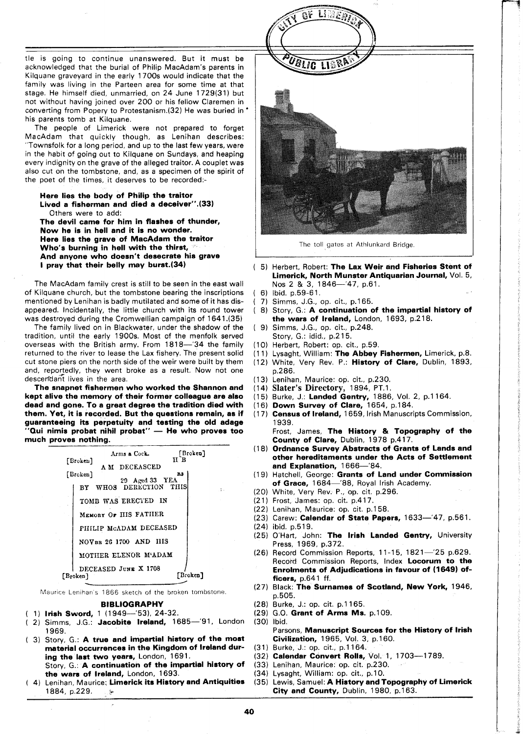tle is going to continue unanswered. But it must be acknowledged that the burial of Philip MacAdam's parents in Kilquane graveyard in the early 1700s would indicate that the family was living in the Parteen area for some time at that stage. He himself died, unmarried, on 24 June 1729(31) but not without having joined over 200 or his fellow Claremen in converting from Popery to Protestantism.(32) He was buried in his parents tomb at Kilquane.

The people of Limerick were not prepared to forget MacAdam that quickly though, as Lenihan describes: "Townsfolk for a long period, and up to the last few years, were in the habit of going out to Kilquane on Sundays, and heaping every indignity on the grave of the alleged traitor. A couplet was also cut on the tombstone, and, as a specimen of the spirit of the poet of the times, it deserves to be recorded:-

**Here lies the body of Philip the traitor**
**Lived a fisherman and died a deceiver".(33)**
Others were to add:
**The devil came for him in flashes of thunder,**
**Now he is in hell and it is no wonder.**
**Here lies the grave of MacAdam the traitor**
**Who's burning in hell with the thirst,**
**And anyone who doesn't desecrate his grave**
**I pray that their belly may burst.(34)**

The MacAdam family crest is still to be seen in the east wall of Kilquane church, but the tombstone bearing the inscriptions mentioned by Lenihan is badly mutilated and some of it has disappeared. Incidentally, the little church with its round tower was destroyed during the Cromwellian campaign of 1641.(35)

The family lived on in Blackwater, under the shadow of the tradition, until the early 1900s. Most of the menfolk served overseas with the British army. From 1818—'34 the family returned to the river to lease the Lax fishery. The present solid cut stone piers on the north side of the weir were built by them and, reportedly, they went broke as a result. Now not one descendant lives in the area.

**The snapnet fishermen who worked the Shannon and kept alive the memory of their former colleague are also dead and gone. To a great degree the tradition died with them. Yet, it is recorded. But the questions remain, as if guaranteeing its perpetuity and testing the old adage "Qui nimis probat nihil probat" — He who proves too much proves nothing.**

[Broken] Arms a Cock. [Broken] H B
A M DECEASED
[Broken] 29 Aged 33 YEA
BY WHOS DERECTION THIS
TOMB WAS ERECTED IN
MEMORY OF HIS FATHER
PHILIP McADAM DECEASED
NOVBR 26 1700 AND HIS
MOTHER ELENOR M'ADAM
DECEASED JUNE X 1708
[Broken] [Broken]

Maurice Lenihan's 1866 sketch of the broken tombstone.

The toll gates at Athlunkard Bridge.

## BIBLIOGRAPHY

( 1) **Irish Sword,** 1 (1949—'53), 24-32.
( 2) Simms, J.G.: **Jacobite Ireland,** 1685—'91, London 1969.
( 3) Story, G.: **A true and impartial history of the most material occurrences in the Kingdom of Ireland during the last two years,** London, 1691.
Story, G.: **A continuation of the impartial history of the wars of Ireland,** London, 1693.
( 4) Lenihan, Maurice: **Limerick its History and Antiquities** 1884, p.229.
( 5) Herbert, Robert: **The Lax Weir and Fisheries Stent of Limerick, North Munster Antiquarian Journal,** Vol. 5, Nos 2 & 3, 1846—'47, p.61.
( 6) Ibid. p.59-61.
( 7) Simms, J.G., op. cit., p.165.
( 8) Story, G.: **A continuation of the impartial history of the wars of Ireland,** London, 1693, p.218.
( 9) Simms, J.G., op. cit., p.248.
Story, G.: idid., p.215.
(10) Herbert, Robert: op. cit., p.59.
(11) Lysaght, William: **The Abbey Fishermen,** Limerick, p.8.
(12) White, Very Rev. P.: **History of Clare,** Dublin, 1893, p.286.
(13) Lenihan, Maurice: op. cit., p.230.
(14) **Slater's Directory,** 1894, PT.1.
(15) Burke, J.: **Landed Gentry,** 1886, Vol. 2, p.1164.
(16) **Down Survey of Clare,** 1654, p.184.
(17) **Census of Ireland,** 1659, Irish Manuscripts Commission, 1939.
Frost, James, **The History & Topography of the County of Clare,** Dublin, 1978 p.417.
(18) **Ordnance Survey Abstracts of Grants of Lands and other hereditaments under the Acts of Settlement and Explanation,** 1666—'84.
(19) Hatchell, George: **Grants of Land under Commission of Grace,** 1684—'88, Royal Irish Academy.
(20) White, Very Rev. P., op. cit. p.296.
(21) Frost, James: op. cit. p.417.
(22) Lenihan, Maurice: op. cit. p.158.
(23) Carew: **Calendar of State Papers,** 1633—'47, p.561.
(24) ibid. p.519.
(25) O'Hart, John: **The Irish Landed Gentry,** University Press, 1969, p.372.
(26) Record Commission Reports, 11-15, 1821—'25 p.629. Record Commission Reports, Index **Locorum to the Enrolments of Adjudications in favour of (1649) officers,** p.641 ff.
(27) Black: **The Surnames of Scotland, New York,** 1946, p.505.
(28) Burke, J.: op. cit. p.1165.
(29) G.O. **Grant of Arms Ms.** p.109.
(30) Ibid.
Parsons, **Manuscript Sources for the History of Irish Civilization,** 1965, Vol. 3, p.160.
(31) Burke, J.: op. cit., p.1164.
(32) **Calendar Convert Rolls,** Vol. 1, 1703—1789.
(33) Lenihan, Maurice: op. cit. p.230.
(34) Lysaght, William: op. cit., p.10.
(35) Lewis, Samuel: **A History and Topography of Limerick City and County,** Dublin, 1980, p.163.